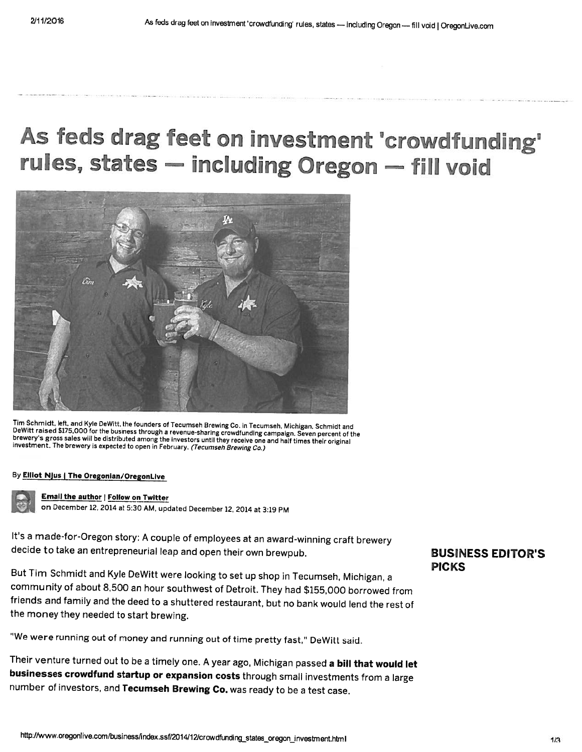# As feds drag feet on investment 'crowdfunding' rules, states — including Oregon — fill void

Tim Schmidt, left, and Kyle DeWitt, the founders of Tecumseh Brewing Co. in Tecumseh, Michigan. Schmidt and DeWitt raised $175,000 for the business through a revenue-sharing crowdfunding campaign. Seven percent of the brewery's gross sales will be distributed among the investors until they receive one and half times their original investment. The brewery is expected to open in February. *(Tecumseh Brewing Co.)*

By **Elliot Njus | The Oregonian/OregonLive**

**Email the author | Follow on Twitter**
on December 12, 2014 at 5:30 AM, updated December 12, 2014 at 3:19 PM

It's a made-for-Oregon story: A couple of employees at an award-winning craft brewery decide to take an entrepreneurial leap and open their own brewpub.

But Tim Schmidt and Kyle DeWitt were looking to set up shop in Tecumseh, Michigan, a community of about 8,500 an hour southwest of Detroit. They had $155,000 borrowed from friends and family and the deed to a shuttered restaurant, but no bank would lend the rest of the money they needed to start brewing.

"We were running out of money and running out of time pretty fast," DeWitt said.

Their venture turned out to be a timely one. A year ago, Michigan passed **a bill that would let businesses crowdfund startup or expansion costs** through small investments from a large number of investors, and **Tecumseh Brewing Co.** was ready to be a test case.

## BUSINESS EDITOR'S PICKS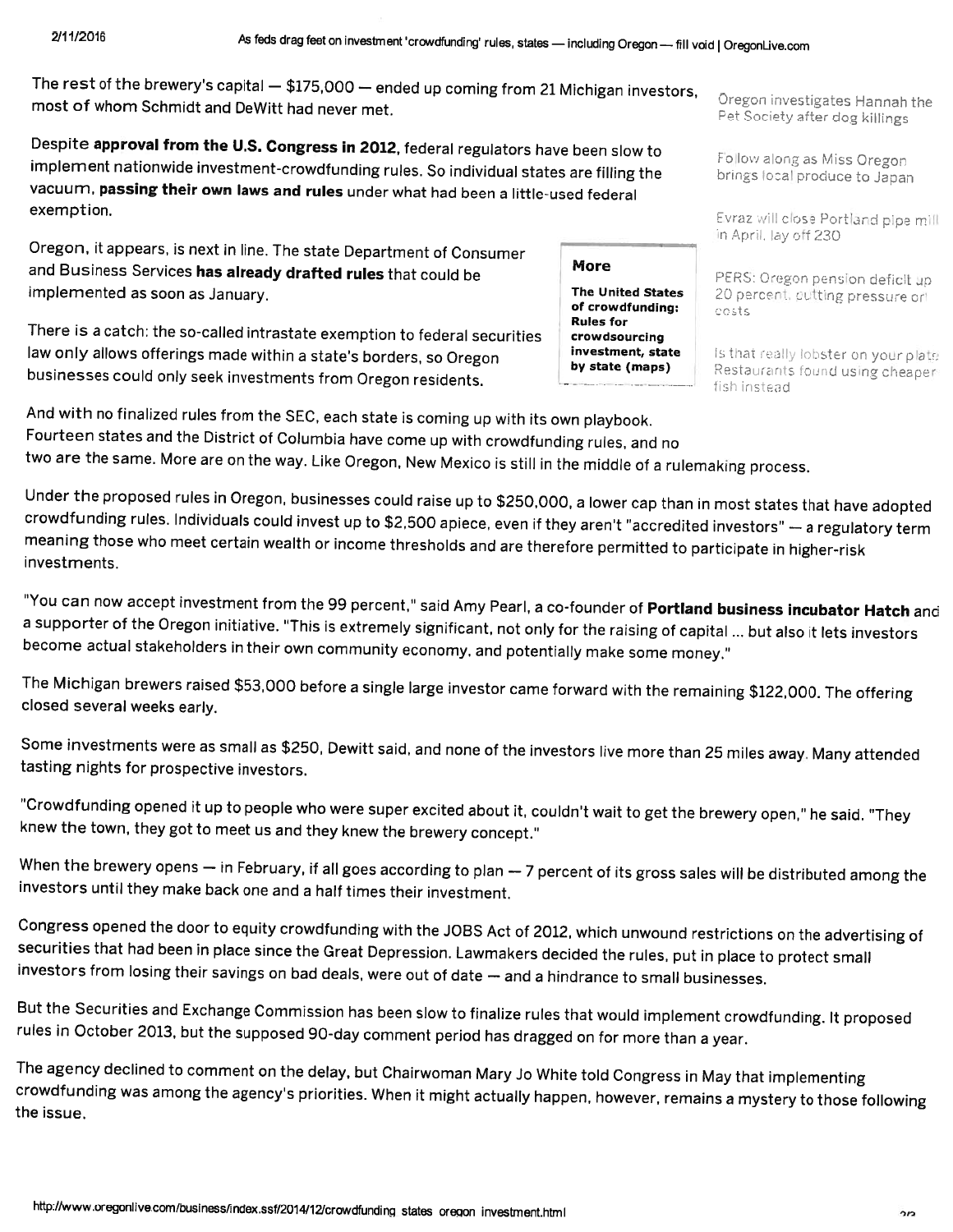The rest of the brewery's capital — $175,000 — ended up coming from 21 Michigan investors, most of whom Schmidt and DeWitt had never met.

Despite **approval from the U.S. Congress in 2012**, federal regulators have been slow to implement nationwide investment-crowdfunding rules. So individual states are filling the vacuum, **passing their own laws and rules** under what had been a little-used federal exemption.

Oregon, it appears, is next in line. The state Department of Consumer and Business Services **has already drafted rules** that could be implemented as soon as January.

There is a catch: the so-called intrastate exemption to federal securities law only allows offerings made within a state's borders, so Oregon businesses could only seek investments from Oregon residents.

**More**

**The United States of crowdfunding: Rules for crowdsourcing investment, state by state (maps)**

And with no finalized rules from the SEC, each state is coming up with its own playbook. Fourteen states and the District of Columbia have come up with crowdfunding rules, and no two are the same. More are on the way. Like Oregon, New Mexico is still in the middle of a rulemaking process.

Under the proposed rules in Oregon, businesses could raise up to $250,000, a lower cap than in most states that have adopted crowdfunding rules. Individuals could invest up to $2,500 apiece, even if they aren't "accredited investors" — a regulatory term meaning those who meet certain wealth or income thresholds and are therefore permitted to participate in higher-risk investments.

"You can now accept investment from the 99 percent," said Amy Pearl, a co-founder of **Portland business incubator Hatch** and a supporter of the Oregon initiative. "This is extremely significant, not only for the raising of capital ... but also it lets investors become actual stakeholders in their own community economy, and potentially make some money."

The Michigan brewers raised $53,000 before a single large investor came forward with the remaining $122,000. The offering closed several weeks early.

Some investments were as small as $250, Dewitt said, and none of the investors live more than 25 miles away. Many attended tasting nights for prospective investors.

"Crowdfunding opened it up to people who were super excited about it, couldn't wait to get the brewery open," he said. "They knew the town, they got to meet us and they knew the brewery concept."

When the brewery opens — in February, if all goes according to plan — 7 percent of its gross sales will be distributed among the investors until they make back one and a half times their investment.

Congress opened the door to equity crowdfunding with the JOBS Act of 2012, which unwound restrictions on the advertising of securities that had been in place since the Great Depression. Lawmakers decided the rules, put in place to protect small investors from losing their savings on bad deals, were out of date — and a hindrance to small businesses.

But the Securities and Exchange Commission has been slow to finalize rules that would implement crowdfunding. It proposed rules in October 2013, but the supposed 90-day comment period has dragged on for more than a year.

The agency declined to comment on the delay, but Chairwoman Mary Jo White told Congress in May that implementing crowdfunding was among the agency's priorities. When it might actually happen, however, remains a mystery to those following the issue.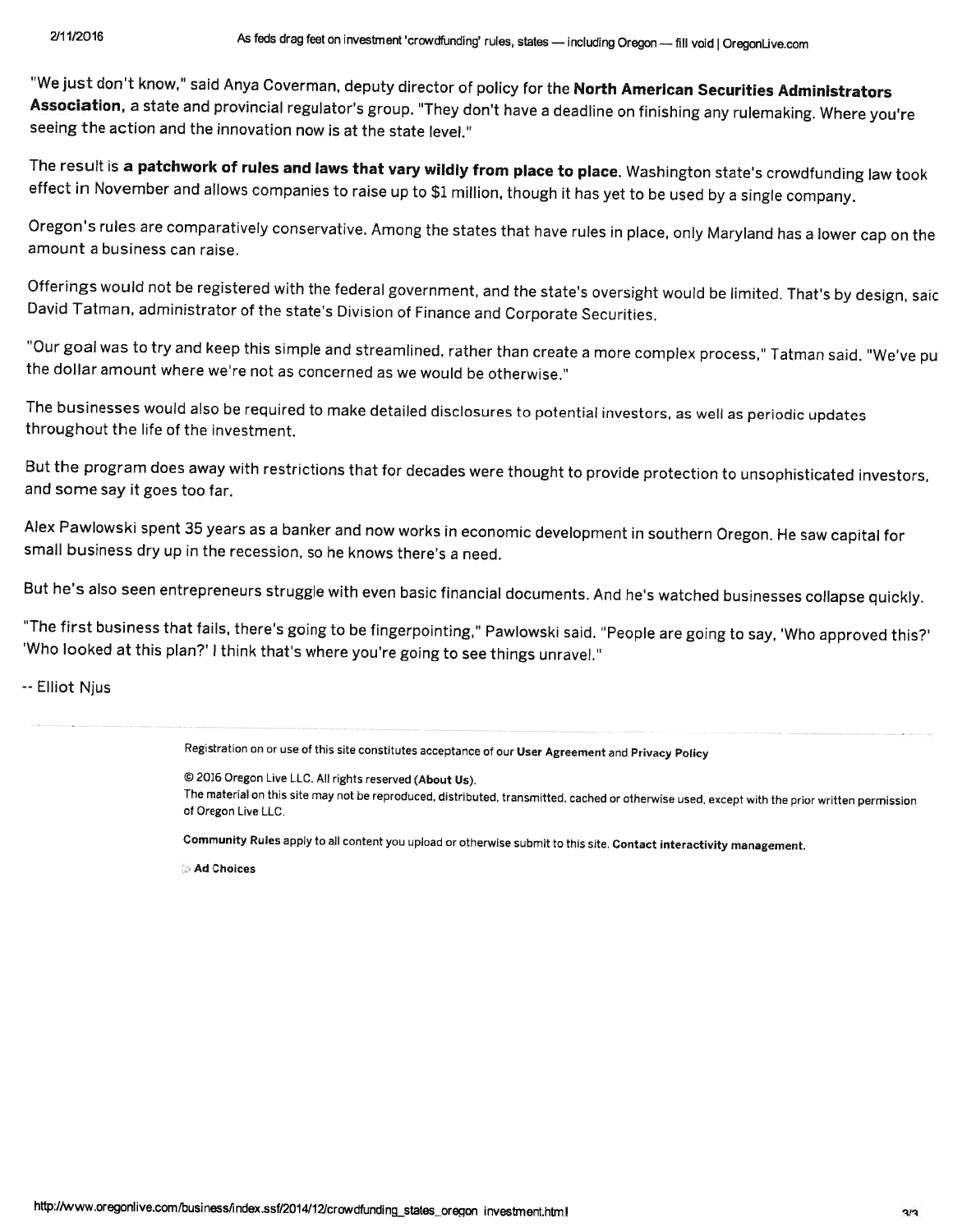"We just don't know," said Anya Coverman, deputy director of policy for the **North American Securities Administrators Association**, a state and provincial regulator's group. "They don't have a deadline on finishing any rulemaking. Where you're seeing the action and the innovation now is at the state level."

The result is **a patchwork of rules and laws that vary wildly from place to place**. Washington state's crowdfunding law took effect in November and allows companies to raise up to $1 million, though it has yet to be used by a single company.

Oregon's rules are comparatively conservative. Among the states that have rules in place, only Maryland has a lower cap on the amount a business can raise.

Offerings would not be registered with the federal government, and the state's oversight would be limited. That's by design, saic David Tatman, administrator of the state's Division of Finance and Corporate Securities.

"Our goal was to try and keep this simple and streamlined, rather than create a more complex process," Tatman said. "We've pu the dollar amount where we're not as concerned as we would be otherwise."

The businesses would also be required to make detailed disclosures to potential investors, as well as periodic updates throughout the life of the investment.

But the program does away with restrictions that for decades were thought to provide protection to unsophisticated investors, and some say it goes too far.

Alex Pawlowski spent 35 years as a banker and now works in economic development in southern Oregon. He saw capital for small business dry up in the recession, so he knows there's a need.

But he's also seen entrepreneurs struggle with even basic financial documents. And he's watched businesses collapse quickly.

"The first business that fails, there's going to be fingerpointing," Pawlowski said. "People are going to say, 'Who approved this?' 'Who looked at this plan?' I think that's where you're going to see things unravel."

-- Elliot Njus

Registration on or use of this site constitutes acceptance of our **User Agreement** and **Privacy Policy**

© 2016 Oregon Live LLC. All rights reserved (**About Us**).
The material on this site may not be reproduced, distributed, transmitted, cached or otherwise used, except with the prior written permission of Oregon Live LLC.

**Community Rules** apply to all content you upload or otherwise submit to this site. **Contact interactivity management.**

**Ad Choices**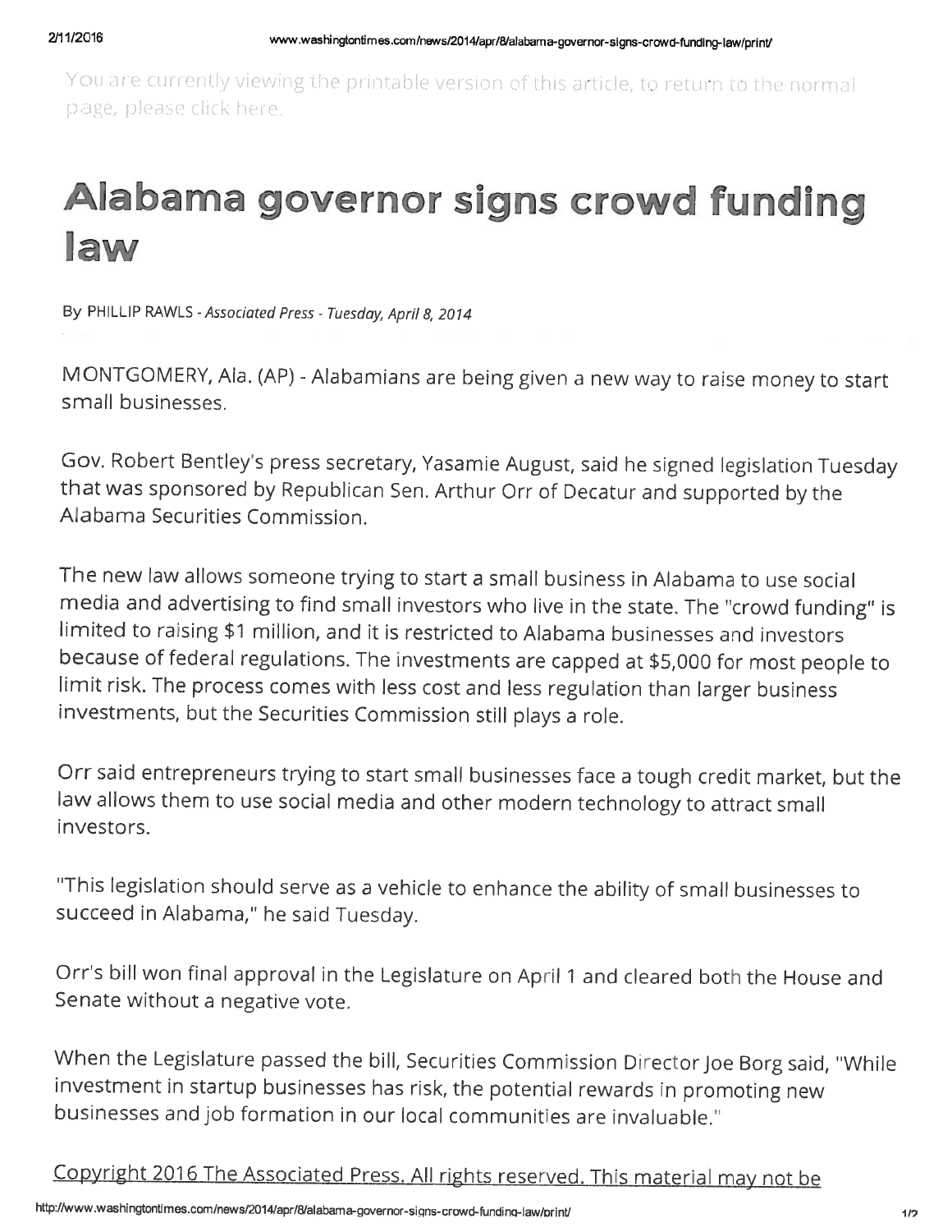You are currently viewing the printable version of this article, to return to the normal page, please click here.

# Alabama governor signs crowd funding law

By PHILLIP RAWLS - *Associated Press - Tuesday, April 8, 2014*

MONTGOMERY, Ala. (AP) - Alabamians are being given a new way to raise money to start small businesses.

Gov. Robert Bentley's press secretary, Yasamie August, said he signed legislation Tuesday that was sponsored by Republican Sen. Arthur Orr of Decatur and supported by the Alabama Securities Commission.

The new law allows someone trying to start a small business in Alabama to use social media and advertising to find small investors who live in the state. The "crowd funding" is limited to raising $1 million, and it is restricted to Alabama businesses and investors because of federal regulations. The investments are capped at $5,000 for most people to limit risk. The process comes with less cost and less regulation than larger business investments, but the Securities Commission still plays a role.

Orr said entrepreneurs trying to start small businesses face a tough credit market, but the law allows them to use social media and other modern technology to attract small investors.

"This legislation should serve as a vehicle to enhance the ability of small businesses to succeed in Alabama," he said Tuesday.

Orr's bill won final approval in the Legislature on April 1 and cleared both the House and Senate without a negative vote.

When the Legislature passed the bill, Securities Commission Director Joe Borg said, "While investment in startup businesses has risk, the potential rewards in promoting new businesses and job formation in our local communities are invaluable."

Copyright 2016 The Associated Press. All rights reserved. This material may not be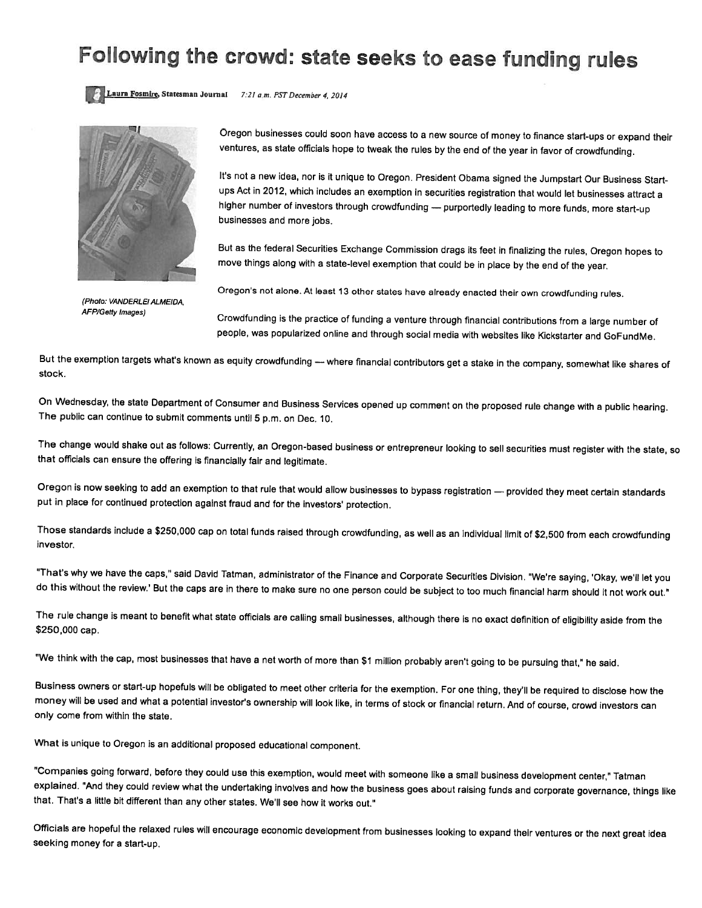# Following the crowd: state seeks to ease funding rules

Laura Fosmire, Statesman Journal 7:21 a.m. PST December 4, 2014

(Photo: VANDERLEI ALMEIDA, AFP/Getty Images)

Oregon businesses could soon have access to a new source of money to finance start-ups or expand their ventures, as state officials hope to tweak the rules by the end of the year in favor of crowdfunding.

It's not a new idea, nor is it unique to Oregon. President Obama signed the Jumpstart Our Business Start-ups Act in 2012, which includes an exemption in securities registration that would let businesses attract a higher number of investors through crowdfunding — purportedly leading to more funds, more start-up businesses and more jobs.

But as the federal Securities Exchange Commission drags its feet in finalizing the rules, Oregon hopes to move things along with a state-level exemption that could be in place by the end of the year.

Oregon's not alone. At least 13 other states have already enacted their own crowdfunding rules.

Crowdfunding is the practice of funding a venture through financial contributions from a large number of people, was popularized online and through social media with websites like Kickstarter and GoFundMe.

But the exemption targets what's known as equity crowdfunding — where financial contributors get a stake in the company, somewhat like shares of stock.

On Wednesday, the state Department of Consumer and Business Services opened up comment on the proposed rule change with a public hearing. The public can continue to submit comments until 5 p.m. on Dec. 10.

The change would shake out as follows: Currently, an Oregon-based business or entrepreneur looking to sell securities must register with the state, so that officials can ensure the offering is financially fair and legitimate.

Oregon is now seeking to add an exemption to that rule that would allow businesses to bypass registration — provided they meet certain standards put in place for continued protection against fraud and for the investors' protection.

Those standards include a $250,000 cap on total funds raised through crowdfunding, as well as an individual limit of $2,500 from each crowdfunding investor.

"That's why we have the caps," said David Tatman, administrator of the Finance and Corporate Securities Division. "We're saying, 'Okay, we'll let you do this without the review.' But the caps are in there to make sure no one person could be subject to too much financial harm should it not work out."

The rule change is meant to benefit what state officials are calling small businesses, although there is no exact definition of eligibility aside from the $250,000 cap.

"We think with the cap, most businesses that have a net worth of more than $1 million probably aren't going to be pursuing that," he said.

Business owners or start-up hopefuls will be obligated to meet other criteria for the exemption. For one thing, they'll be required to disclose how the money will be used and what a potential investor's ownership will look like, in terms of stock or financial return. And of course, crowd investors can only come from within the state.

What is unique to Oregon is an additional proposed educational component.

"Companies going forward, before they could use this exemption, would meet with someone like a small business development center," Tatman explained. "And they could review what the undertaking involves and how the business goes about raising funds and corporate governance, things like that. That's a little bit different than any other states. We'll see how it works out."

Officials are hopeful the relaxed rules will encourage economic development from businesses looking to expand their ventures or the next great idea seeking money for a start-up.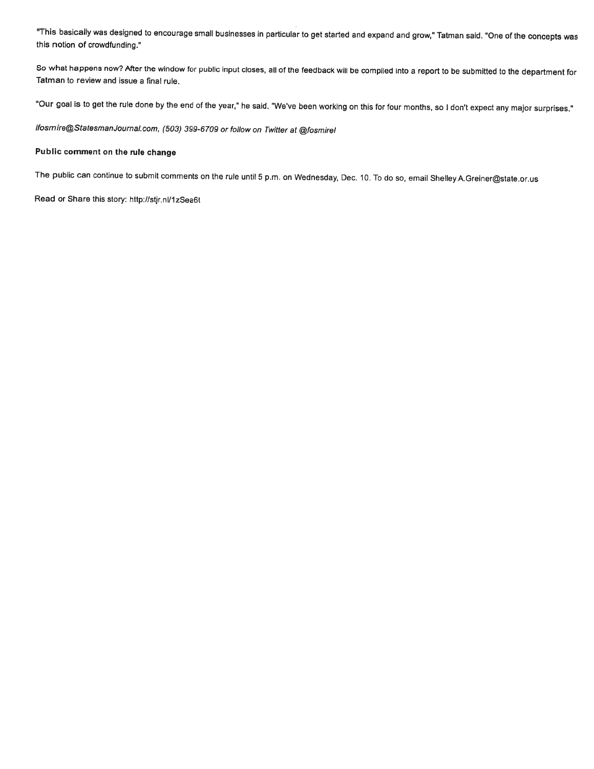"This basically was designed to encourage small businesses in particular to get started and expand and grow," Tatman said. "One of the concepts was this notion of crowdfunding."

So what happens now? After the window for public input closes, all of the feedback will be compiled into a report to be submitted to the department for Tatman to review and issue a final rule.

"Our goal is to get the rule done by the end of the year," he said. "We've been working on this for four months, so I don't expect any major surprises."

*lfosmire@StatesmanJournal.com, (503) 399-6709 or follow on Twitter at @fosmirel*

**Public comment on the rule change**

The public can continue to submit comments on the rule until 5 p.m. on Wednesday, Dec. 10. To do so, email Shelley.A.Greiner@state.or.us

Read or Share this story: http://stjr.nl/1zSea6t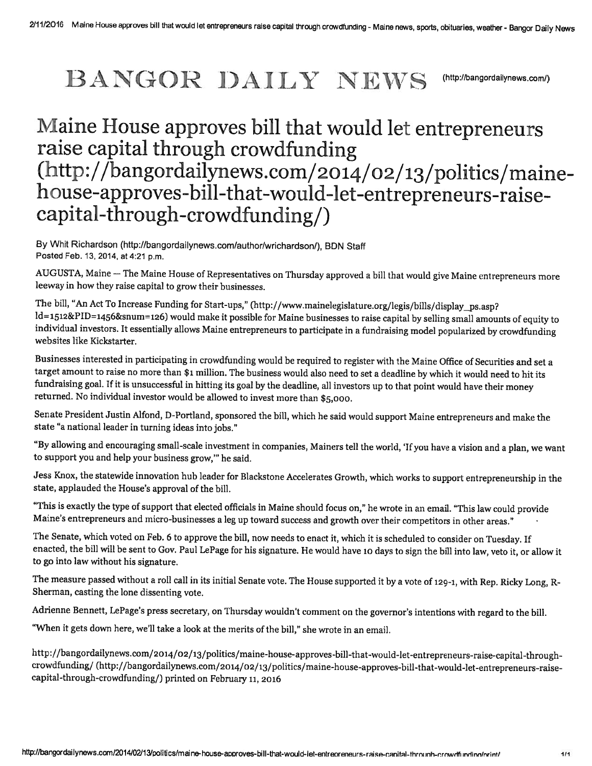# BANGOR DAILY NEWS (http://bangordailynews.com/)

# Maine House approves bill that would let entrepreneurs raise capital through crowdfunding (http://bangordailynews.com/2014/02/13/politics/maine-house-approves-bill-that-would-let-entrepreneurs-raise-capital-through-crowdfunding/)

By Whit Richardson (http://bangordailynews.com/author/wrichardson/), BDN Staff
Posted Feb. 13, 2014, at 4:21 p.m.

AUGUSTA, Maine — The Maine House of Representatives on Thursday approved a bill that would give Maine entrepreneurs more leeway in how they raise capital to grow their businesses.

The bill, "An Act To Increase Funding for Start-ups," (http://www.mainelegislature.org/legis/bills/display_ps.asp?ld=1512&PID=1456&snum=126) would make it possible for Maine businesses to raise capital by selling small amounts of equity to individual investors. It essentially allows Maine entrepreneurs to participate in a fundraising model popularized by crowdfunding websites like Kickstarter.

Businesses interested in participating in crowdfunding would be required to register with the Maine Office of Securities and set a target amount to raise no more than $1 million. The business would also need to set a deadline by which it would need to hit its fundraising goal. If it is unsuccessful in hitting its goal by the deadline, all investors up to that point would have their money returned. No individual investor would be allowed to invest more than $5,000.

Senate President Justin Alfond, D-Portland, sponsored the bill, which he said would support Maine entrepreneurs and make the state "a national leader in turning ideas into jobs."

"By allowing and encouraging small-scale investment in companies, Mainers tell the world, 'If you have a vision and a plan, we want to support you and help your business grow,'" he said.

Jess Knox, the statewide innovation hub leader for Blackstone Accelerates Growth, which works to support entrepreneurship in the state, applauded the House's approval of the bill.

"This is exactly the type of support that elected officials in Maine should focus on," he wrote in an email. "This law could provide Maine's entrepreneurs and micro-businesses a leg up toward success and growth over their competitors in other areas."

The Senate, which voted on Feb. 6 to approve the bill, now needs to enact it, which it is scheduled to consider on Tuesday. If enacted, the bill will be sent to Gov. Paul LePage for his signature. He would have 10 days to sign the bill into law, veto it, or allow it to go into law without his signature.

The measure passed without a roll call in its initial Senate vote. The House supported it by a vote of 129-1, with Rep. Ricky Long, R-Sherman, casting the lone dissenting vote.

Adrienne Bennett, LePage's press secretary, on Thursday wouldn't comment on the governor's intentions with regard to the bill.

"When it gets down here, we'll take a look at the merits of the bill," she wrote in an email.

http://bangordailynews.com/2014/02/13/politics/maine-house-approves-bill-that-would-let-entrepreneurs-raise-capital-through-crowdfunding/ (http://bangordailynews.com/2014/02/13/politics/maine-house-approves-bill-that-would-let-entrepreneurs-raise-capital-through-crowdfunding/) printed on February 11, 2016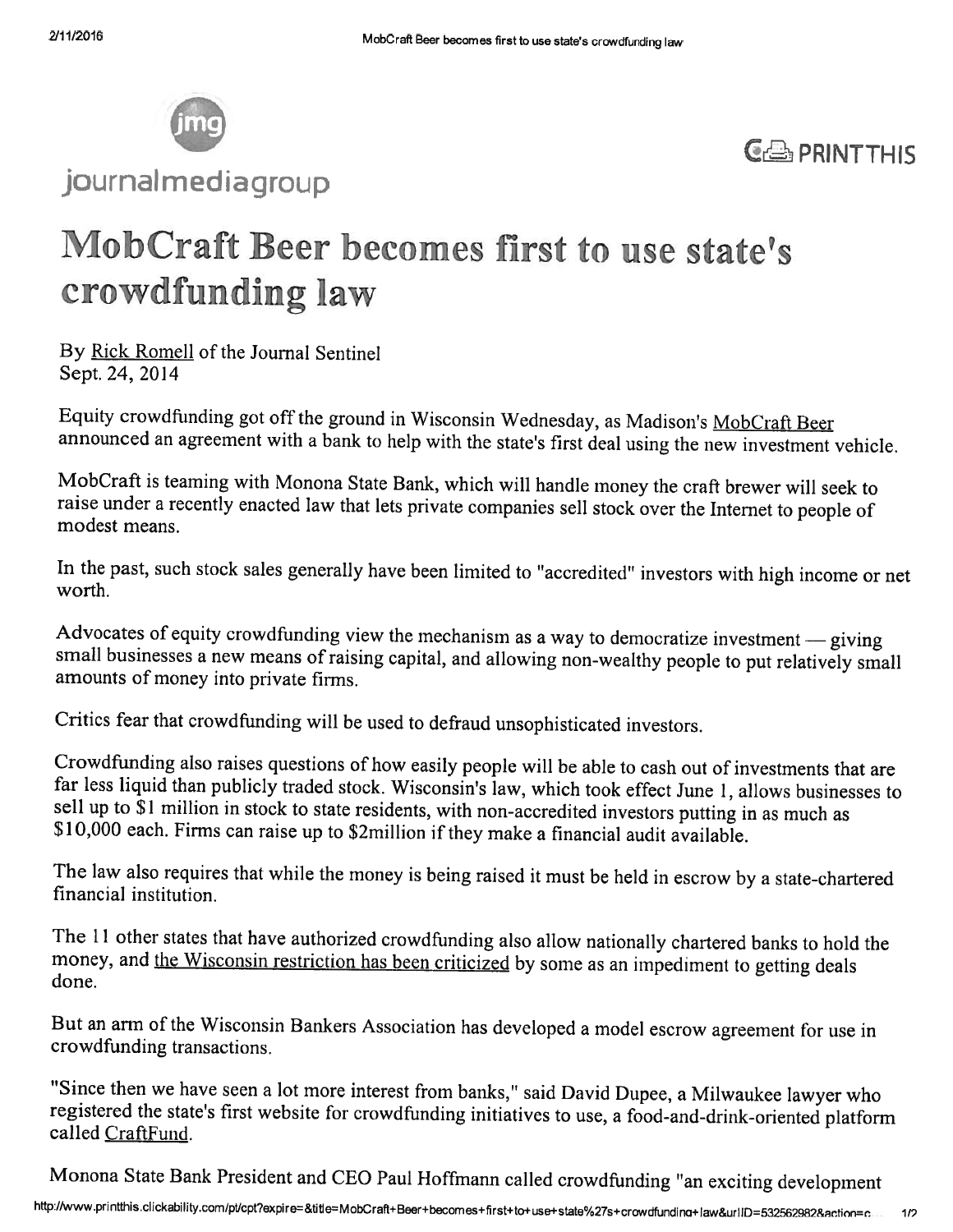journalmediagroup

PRINTTHIS

# MobCraft Beer becomes first to use state's crowdfunding law

By Rick Romell of the Journal Sentinel
Sept. 24, 2014

Equity crowdfunding got off the ground in Wisconsin Wednesday, as Madison's MobCraft Beer announced an agreement with a bank to help with the state's first deal using the new investment vehicle.

MobCraft is teaming with Monona State Bank, which will handle money the craft brewer will seek to raise under a recently enacted law that lets private companies sell stock over the Internet to people of modest means.

In the past, such stock sales generally have been limited to "accredited" investors with high income or net worth.

Advocates of equity crowdfunding view the mechanism as a way to democratize investment — giving small businesses a new means of raising capital, and allowing non-wealthy people to put relatively small amounts of money into private firms.

Critics fear that crowdfunding will be used to defraud unsophisticated investors.

Crowdfunding also raises questions of how easily people will be able to cash out of investments that are far less liquid than publicly traded stock. Wisconsin's law, which took effect June 1, allows businesses to sell up to $1 million in stock to state residents, with non-accredited investors putting in as much as $10,000 each. Firms can raise up to $2million if they make a financial audit available.

The law also requires that while the money is being raised it must be held in escrow by a state-chartered financial institution.

The 11 other states that have authorized crowdfunding also allow nationally chartered banks to hold the money, and the Wisconsin restriction has been criticized by some as an impediment to getting deals done.

But an arm of the Wisconsin Bankers Association has developed a model escrow agreement for use in crowdfunding transactions.

"Since then we have seen a lot more interest from banks," said David Dupee, a Milwaukee lawyer who registered the state's first website for crowdfunding initiatives to use, a food-and-drink-oriented platform called CraftFund.

Monona State Bank President and CEO Paul Hoffmann called crowdfunding "an exciting development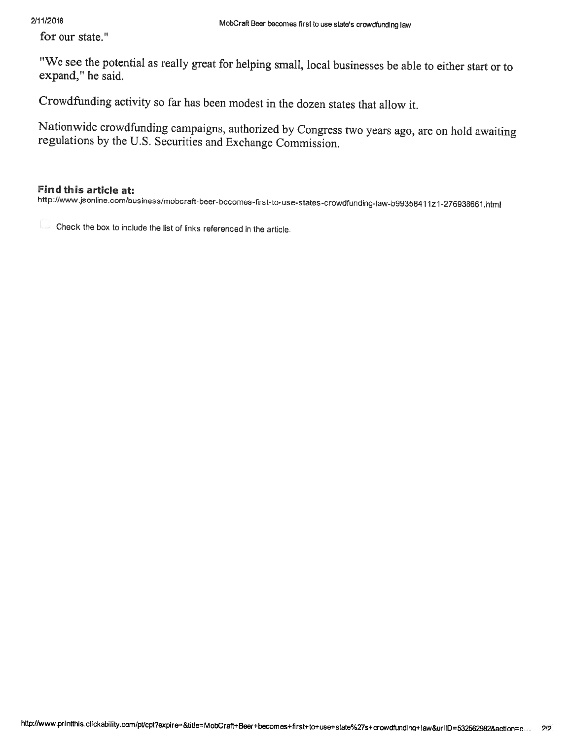for our state."

"We see the potential as really great for helping small, local businesses be able to either start or to expand," he said.

Crowdfunding activity so far has been modest in the dozen states that allow it.

Nationwide crowdfunding campaigns, authorized by Congress two years ago, are on hold awaiting regulations by the U.S. Securities and Exchange Commission.

**Find this article at:**
http://www.jsonline.com/business/mobcraft-beer-becomes-first-to-use-states-crowdfunding-law-b99358411z1-276938661.html

Check the box to include the list of links referenced in the article.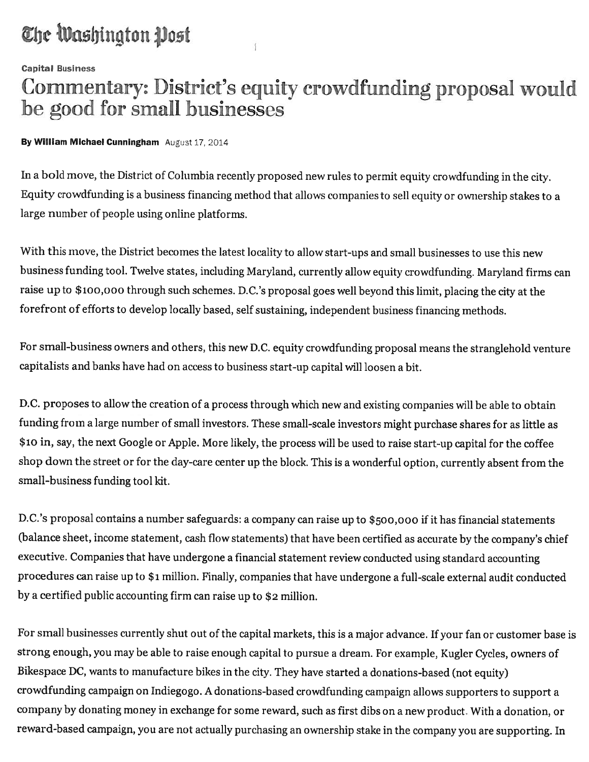# The Washington Post

**Capital Business**

## Commentary: District's equity crowdfunding proposal would be good for small businesses

**By William Michael Cunningham** August 17, 2014

In a bold move, the District of Columbia recently proposed new rules to permit equity crowdfunding in the city. Equity crowdfunding is a business financing method that allows companies to sell equity or ownership stakes to a large number of people using online platforms.

With this move, the District becomes the latest locality to allow start-ups and small businesses to use this new business funding tool. Twelve states, including Maryland, currently allow equity crowdfunding. Maryland firms can raise up to $100,000 through such schemes. D.C.'s proposal goes well beyond this limit, placing the city at the forefront of efforts to develop locally based, self sustaining, independent business financing methods.

For small-business owners and others, this new D.C. equity crowdfunding proposal means the stranglehold venture capitalists and banks have had on access to business start-up capital will loosen a bit.

D.C. proposes to allow the creation of a process through which new and existing companies will be able to obtain funding from a large number of small investors. These small-scale investors might purchase shares for as little as $10 in, say, the next Google or Apple. More likely, the process will be used to raise start-up capital for the coffee shop down the street or for the day-care center up the block. This is a wonderful option, currently absent from the small-business funding tool kit.

D.C.'s proposal contains a number safeguards: a company can raise up to $500,000 if it has financial statements (balance sheet, income statement, cash flow statements) that have been certified as accurate by the company's chief executive. Companies that have undergone a financial statement review conducted using standard accounting procedures can raise up to $1 million. Finally, companies that have undergone a full-scale external audit conducted by a certified public accounting firm can raise up to $2 million.

For small businesses currently shut out of the capital markets, this is a major advance. If your fan or customer base is strong enough, you may be able to raise enough capital to pursue a dream. For example, Kugler Cycles, owners of Bikespace DC, wants to manufacture bikes in the city. They have started a donations-based (not equity) crowdfunding campaign on Indiegogo. A donations-based crowdfunding campaign allows supporters to support a company by donating money in exchange for some reward, such as first dibs on a new product. With a donation, or reward-based campaign, you are not actually purchasing an ownership stake in the company you are supporting. In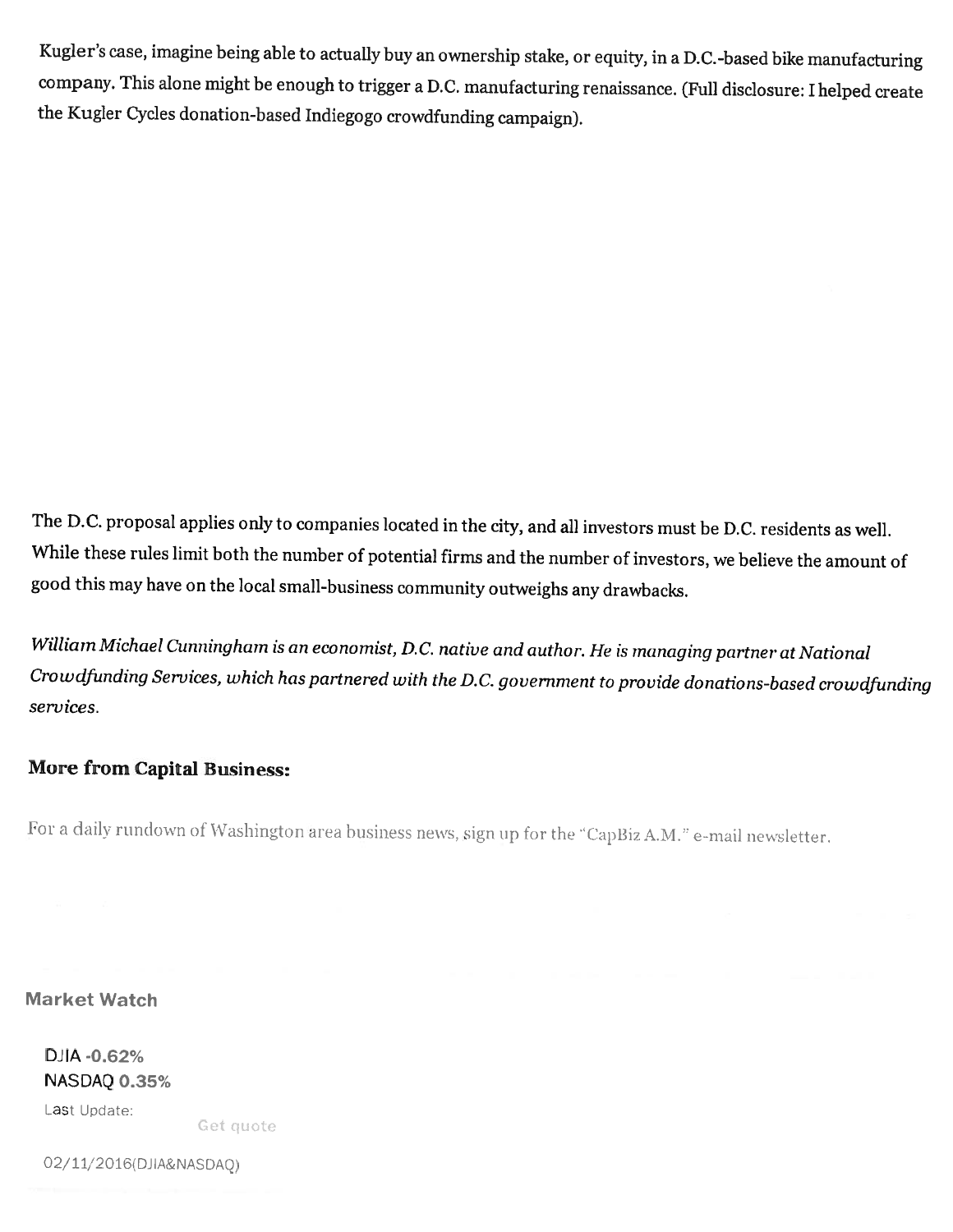Kugler's case, imagine being able to actually buy an ownership stake, or equity, in a D.C.-based bike manufacturing company. This alone might be enough to trigger a D.C. manufacturing renaissance. (Full disclosure: I helped create the Kugler Cycles donation-based Indiegogo crowdfunding campaign).

The D.C. proposal applies only to companies located in the city, and all investors must be D.C. residents as well. While these rules limit both the number of potential firms and the number of investors, we believe the amount of good this may have on the local small-business community outweighs any drawbacks.

*William Michael Cunningham is an economist, D.C. native and author. He is managing partner at National Crowdfunding Services, which has partnered with the D.C. government to provide donations-based crowdfunding services.*

### More from Capital Business:

For a daily rundown of Washington area business news, sign up for the "CapBiz A.M." e-mail newsletter.

**Market Watch**

**DJIA -0.62%**
**NASDAQ 0.35%**

Last Update:

Get quote

02/11/2016(DJIA&NASDAQ)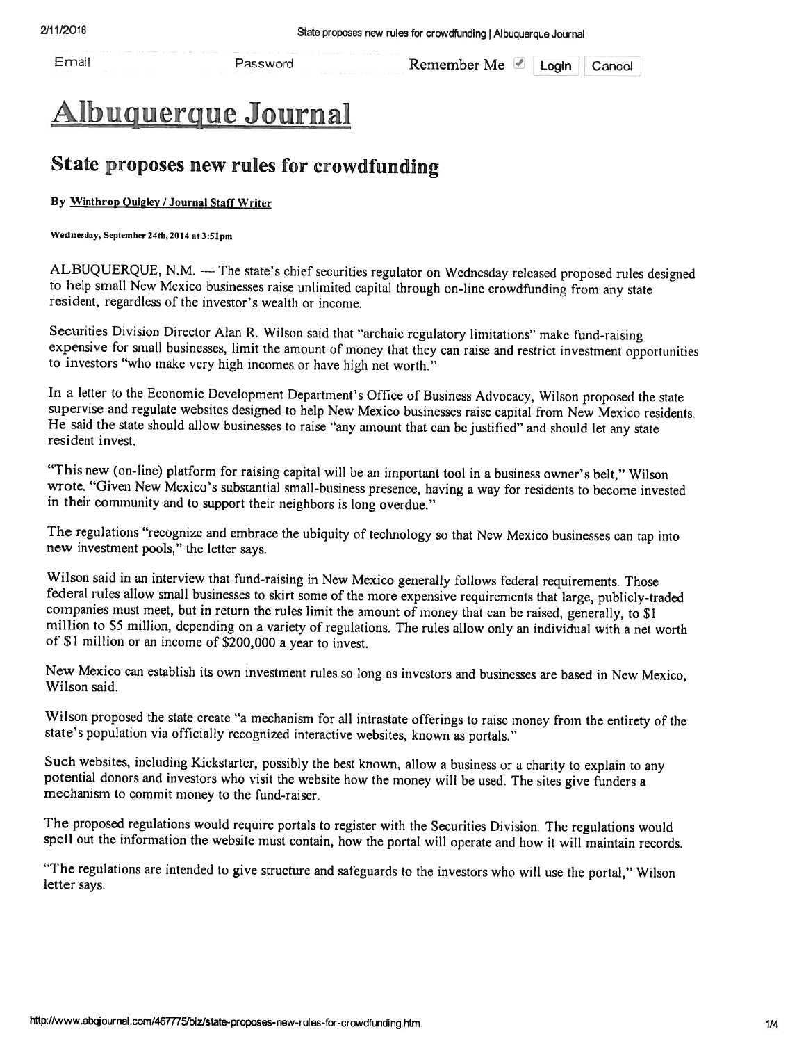# Albuquerque Journal

## State proposes new rules for crowdfunding

**By Winthrop Quigley / Journal Staff Writer**

**Wednesday, September 24th, 2014 at 3:51pm**

ALBUQUERQUE, N.M. — The state's chief securities regulator on Wednesday released proposed rules designed to help small New Mexico businesses raise unlimited capital through on-line crowdfunding from any state resident, regardless of the investor's wealth or income.

Securities Division Director Alan R. Wilson said that "archaic regulatory limitations" make fund-raising expensive for small businesses, limit the amount of money that they can raise and restrict investment opportunities to investors "who make very high incomes or have high net worth."

In a letter to the Economic Development Department's Office of Business Advocacy, Wilson proposed the state supervise and regulate websites designed to help New Mexico businesses raise capital from New Mexico residents. He said the state should allow businesses to raise "any amount that can be justified" and should let any state resident invest.

"This new (on-line) platform for raising capital will be an important tool in a business owner's belt," Wilson wrote. "Given New Mexico's substantial small-business presence, having a way for residents to become invested in their community and to support their neighbors is long overdue."

The regulations "recognize and embrace the ubiquity of technology so that New Mexico businesses can tap into new investment pools," the letter says.

Wilson said in an interview that fund-raising in New Mexico generally follows federal requirements. Those federal rules allow small businesses to skirt some of the more expensive requirements that large, publicly-traded companies must meet, but in return the rules limit the amount of money that can be raised, generally, to $1 million to $5 million, depending on a variety of regulations. The rules allow only an individual with a net worth of $1 million or an income of $200,000 a year to invest.

New Mexico can establish its own investment rules so long as investors and businesses are based in New Mexico, Wilson said.

Wilson proposed the state create "a mechanism for all intrastate offerings to raise money from the entirety of the state's population via officially recognized interactive websites, known as portals."

Such websites, including Kickstarter, possibly the best known, allow a business or a charity to explain to any potential donors and investors who visit the website how the money will be used. The sites give funders a mechanism to commit money to the fund-raiser.

The proposed regulations would require portals to register with the Securities Division. The regulations would spell out the information the website must contain, how the portal will operate and how it will maintain records.

"The regulations are intended to give structure and safeguards to the investors who will use the portal," Wilson letter says.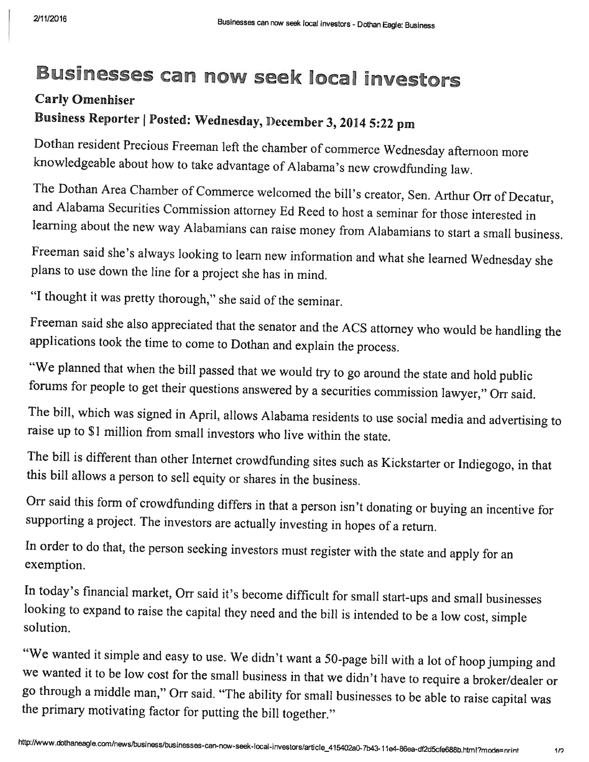# Businesses can now seek local investors

**Carly Omenhiser**

**Business Reporter | Posted: Wednesday, December 3, 2014 5:22 pm**

Dothan resident Precious Freeman left the chamber of commerce Wednesday afternoon more knowledgeable about how to take advantage of Alabama's new crowdfunding law.

The Dothan Area Chamber of Commerce welcomed the bill's creator, Sen. Arthur Orr of Decatur, and Alabama Securities Commission attorney Ed Reed to host a seminar for those interested in learning about the new way Alabamians can raise money from Alabamians to start a small business.

Freeman said she's always looking to learn new information and what she learned Wednesday she plans to use down the line for a project she has in mind.

"I thought it was pretty thorough," she said of the seminar.

Freeman said she also appreciated that the senator and the ACS attorney who would be handling the applications took the time to come to Dothan and explain the process.

"We planned that when the bill passed that we would try to go around the state and hold public forums for people to get their questions answered by a securities commission lawyer," Orr said.

The bill, which was signed in April, allows Alabama residents to use social media and advertising to raise up to $1 million from small investors who live within the state.

The bill is different than other Internet crowdfunding sites such as Kickstarter or Indiegogo, in that this bill allows a person to sell equity or shares in the business.

Orr said this form of crowdfunding differs in that a person isn't donating or buying an incentive for supporting a project. The investors are actually investing in hopes of a return.

In order to do that, the person seeking investors must register with the state and apply for an exemption.

In today's financial market, Orr said it's become difficult for small start-ups and small businesses looking to expand to raise the capital they need and the bill is intended to be a low cost, simple solution.

"We wanted it simple and easy to use. We didn't want a 50-page bill with a lot of hoop jumping and we wanted it to be low cost for the small business in that we didn't have to require a broker/dealer or go through a middle man," Orr said. "The ability for small businesses to be able to raise capital was the primary motivating factor for putting the bill together."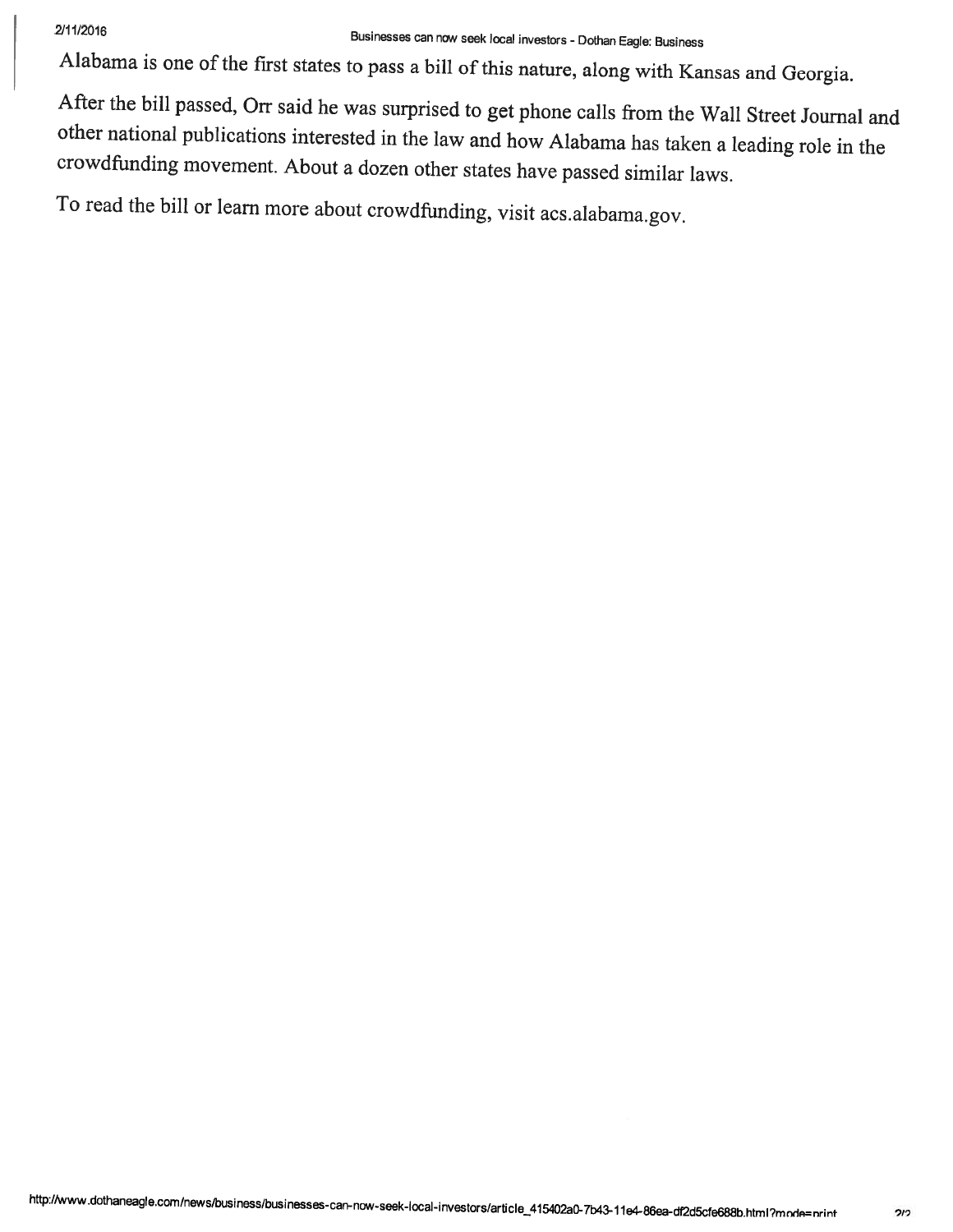Alabama is one of the first states to pass a bill of this nature, along with Kansas and Georgia.

After the bill passed, Orr said he was surprised to get phone calls from the Wall Street Journal and other national publications interested in the law and how Alabama has taken a leading role in the crowdfunding movement. About a dozen other states have passed similar laws.

To read the bill or learn more about crowdfunding, visit acs.alabama.gov.